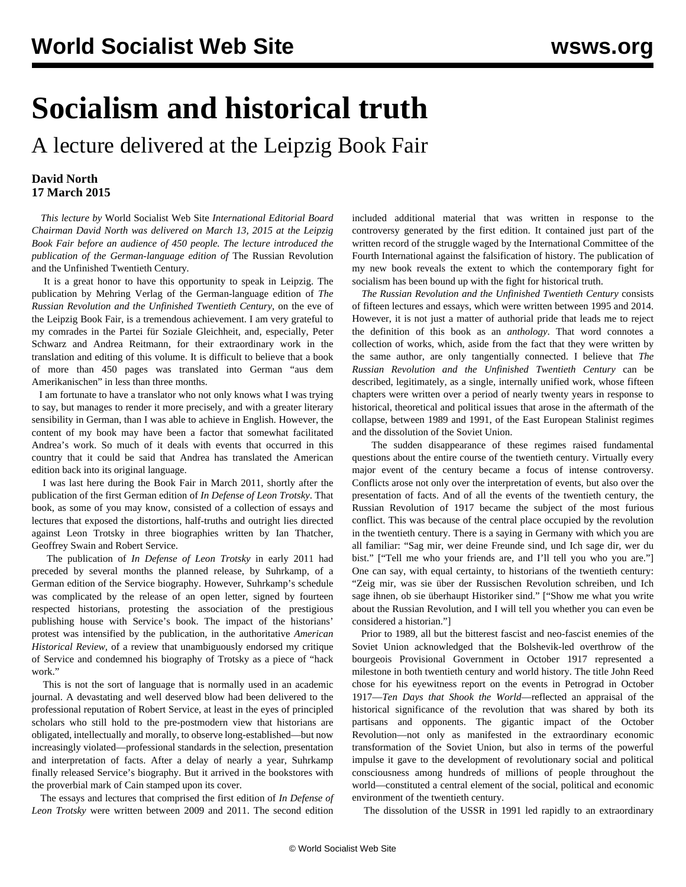# Socialism and historical truth

## A lecture delivered at the Leipzig Book Fair

**David North**
**17 March 2015**

*This lecture by* World Socialist Web Site *International Editorial Board Chairman David North was delivered on March 13, 2015 at the Leipzig Book Fair before an audience of 450 people. The lecture introduced the publication of the German-language edition of* The Russian Revolution and the Unfinished Twentieth Century.

It is a great honor to have this opportunity to speak in Leipzig. The publication by Mehring Verlag of the German-language edition of *The Russian Revolution and the Unfinished Twentieth Century*, on the eve of the Leipzig Book Fair, is a tremendous achievement. I am very grateful to my comrades in the Partei für Soziale Gleichheit, and, especially, Peter Schwarz and Andrea Reitmann, for their extraordinary work in the translation and editing of this volume. It is difficult to believe that a book of more than 450 pages was translated into German "aus dem Amerikanischen" in less than three months.

I am fortunate to have a translator who not only knows what I was trying to say, but manages to render it more precisely, and with a greater literary sensibility in German, than I was able to achieve in English. However, the content of my book may have been a factor that somewhat facilitated Andrea's work. So much of it deals with events that occurred in this country that it could be said that Andrea has translated the American edition back into its original language.

I was last here during the Book Fair in March 2011, shortly after the publication of the first German edition of *In Defense of Leon Trotsky*. That book, as some of you may know, consisted of a collection of essays and lectures that exposed the distortions, half-truths and outright lies directed against Leon Trotsky in three biographies written by Ian Thatcher, Geoffrey Swain and Robert Service.

The publication of *In Defense of Leon Trotsky* in early 2011 had preceded by several months the planned release, by Suhrkamp, of a German edition of the Service biography. However, Suhrkamp's schedule was complicated by the release of an open letter, signed by fourteen respected historians, protesting the association of the prestigious publishing house with Service's book. The impact of the historians' protest was intensified by the publication, in the authoritative *American Historical Review*, of a review that unambiguously endorsed my critique of Service and condemned his biography of Trotsky as a piece of "hack work."

This is not the sort of language that is normally used in an academic journal. A devastating and well deserved blow had been delivered to the professional reputation of Robert Service, at least in the eyes of principled scholars who still hold to the pre-postmodern view that historians are obligated, intellectually and morally, to observe long-established—but now increasingly violated—professional standards in the selection, presentation and interpretation of facts. After a delay of nearly a year, Suhrkamp finally released Service's biography. But it arrived in the bookstores with the proverbial mark of Cain stamped upon its cover.

The essays and lectures that comprised the first edition of *In Defense of Leon Trotsky* were written between 2009 and 2011. The second edition included additional material that was written in response to the controversy generated by the first edition. It contained just part of the written record of the struggle waged by the International Committee of the Fourth International against the falsification of history. The publication of my new book reveals the extent to which the contemporary fight for socialism has been bound up with the fight for historical truth.

*The Russian Revolution and the Unfinished Twentieth Century* consists of fifteen lectures and essays, which were written between 1995 and 2014. However, it is not just a matter of authorial pride that leads me to reject the definition of this book as an *anthology*. That word connotes a collection of works, which, aside from the fact that they were written by the same author, are only tangentially connected. I believe that *The Russian Revolution and the Unfinished Twentieth Century* can be described, legitimately, as a single, internally unified work, whose fifteen chapters were written over a period of nearly twenty years in response to historical, theoretical and political issues that arose in the aftermath of the collapse, between 1989 and 1991, of the East European Stalinist regimes and the dissolution of the Soviet Union.

The sudden disappearance of these regimes raised fundamental questions about the entire course of the twentieth century. Virtually every major event of the century became a focus of intense controversy. Conflicts arose not only over the interpretation of events, but also over the presentation of facts. And of all the events of the twentieth century, the Russian Revolution of 1917 became the subject of the most furious conflict. This was because of the central place occupied by the revolution in the twentieth century. There is a saying in Germany with which you are all familiar: "Sag mir, wer deine Freunde sind, und Ich sage dir, wer du bist." ["Tell me who your friends are, and I'll tell you who you are."] One can say, with equal certainty, to historians of the twentieth century: "Zeig mir, was sie über der Russischen Revolution schreiben, und Ich sage ihnen, ob sie überhaupt Historiker sind." ["Show me what you write about the Russian Revolution, and I will tell you whether you can even be considered a historian."]

Prior to 1989, all but the bitterest fascist and neo-fascist enemies of the Soviet Union acknowledged that the Bolshevik-led overthrow of the bourgeois Provisional Government in October 1917 represented a milestone in both twentieth century and world history. The title John Reed chose for his eyewitness report on the events in Petrograd in October 1917—*Ten Days that Shook the World*—reflected an appraisal of the historical significance of the revolution that was shared by both its partisans and opponents. The gigantic impact of the October Revolution—not only as manifested in the extraordinary economic transformation of the Soviet Union, but also in terms of the powerful impulse it gave to the development of revolutionary social and political consciousness among hundreds of millions of people throughout the world—constituted a central element of the social, political and economic environment of the twentieth century.

The dissolution of the USSR in 1991 led rapidly to an extraordinary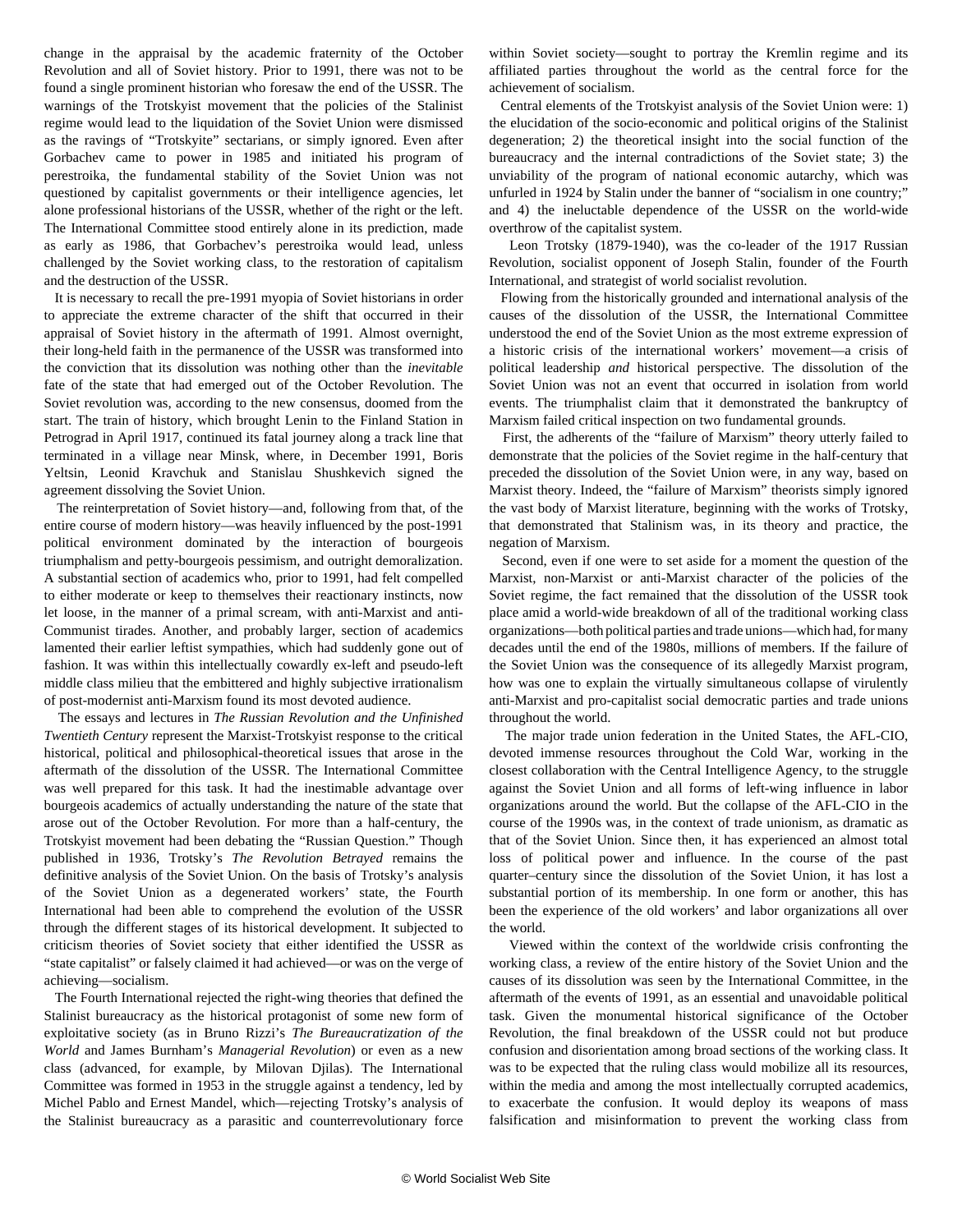change in the appraisal by the academic fraternity of the October Revolution and all of Soviet history. Prior to 1991, there was not to be found a single prominent historian who foresaw the end of the USSR. The warnings of the Trotskyist movement that the policies of the Stalinist regime would lead to the liquidation of the Soviet Union were dismissed as the ravings of "Trotskyite" sectarians, or simply ignored. Even after Gorbachev came to power in 1985 and initiated his program of perestroika, the fundamental stability of the Soviet Union was not questioned by capitalist governments or their intelligence agencies, let alone professional historians of the USSR, whether of the right or the left. The International Committee stood entirely alone in its prediction, made as early as 1986, that Gorbachev's perestroika would lead, unless challenged by the Soviet working class, to the restoration of capitalism and the destruction of the USSR.

It is necessary to recall the pre-1991 myopia of Soviet historians in order to appreciate the extreme character of the shift that occurred in their appraisal of Soviet history in the aftermath of 1991. Almost overnight, their long-held faith in the permanence of the USSR was transformed into the conviction that its dissolution was nothing other than the *inevitable* fate of the state that had emerged out of the October Revolution. The Soviet revolution was, according to the new consensus, doomed from the start. The train of history, which brought Lenin to the Finland Station in Petrograd in April 1917, continued its fatal journey along a track line that terminated in a village near Minsk, where, in December 1991, Boris Yeltsin, Leonid Kravchuk and Stanislau Shushkevich signed the agreement dissolving the Soviet Union.

The reinterpretation of Soviet history—and, following from that, of the entire course of modern history—was heavily influenced by the post-1991 political environment dominated by the interaction of bourgeois triumphalism and petty-bourgeois pessimism, and outright demoralization. A substantial section of academics who, prior to 1991, had felt compelled to either moderate or keep to themselves their reactionary instincts, now let loose, in the manner of a primal scream, with anti-Marxist and anti-Communist tirades. Another, and probably larger, section of academics lamented their earlier leftist sympathies, which had suddenly gone out of fashion. It was within this intellectually cowardly ex-left and pseudo-left middle class milieu that the embittered and highly subjective irrationalism of post-modernist anti-Marxism found its most devoted audience.

The essays and lectures in *The Russian Revolution and the Unfinished Twentieth Century* represent the Marxist-Trotskyist response to the critical historical, political and philosophical-theoretical issues that arose in the aftermath of the dissolution of the USSR. The International Committee was well prepared for this task. It had the inestimable advantage over bourgeois academics of actually understanding the nature of the state that arose out of the October Revolution. For more than a half-century, the Trotskyist movement had been debating the "Russian Question." Though published in 1936, Trotsky's *The Revolution Betrayed* remains the definitive analysis of the Soviet Union. On the basis of Trotsky's analysis of the Soviet Union as a degenerated workers' state, the Fourth International had been able to comprehend the evolution of the USSR through the different stages of its historical development. It subjected to criticism theories of Soviet society that either identified the USSR as "state capitalist" or falsely claimed it had achieved—or was on the verge of achieving—socialism.

The Fourth International rejected the right-wing theories that defined the Stalinist bureaucracy as the historical protagonist of some new form of exploitative society (as in Bruno Rizzi's *The Bureaucratization of the World* and James Burnham's *Managerial Revolution*) or even as a new class (advanced, for example, by Milovan Djilas). The International Committee was formed in 1953 in the struggle against a tendency, led by Michel Pablo and Ernest Mandel, which—rejecting Trotsky's analysis of the Stalinist bureaucracy as a parasitic and counterrevolutionary force within Soviet society—sought to portray the Kremlin regime and its affiliated parties throughout the world as the central force for the achievement of socialism.

Central elements of the Trotskyist analysis of the Soviet Union were: 1) the elucidation of the socio-economic and political origins of the Stalinist degeneration; 2) the theoretical insight into the social function of the bureaucracy and the internal contradictions of the Soviet state; 3) the unviability of the program of national economic autarchy, which was unfurled in 1924 by Stalin under the banner of "socialism in one country;" and 4) the ineluctable dependence of the USSR on the world-wide overthrow of the capitalist system.

Leon Trotsky (1879-1940), was the co-leader of the 1917 Russian Revolution, socialist opponent of Joseph Stalin, founder of the Fourth International, and strategist of world socialist revolution.

Flowing from the historically grounded and international analysis of the causes of the dissolution of the USSR, the International Committee understood the end of the Soviet Union as the most extreme expression of a historic crisis of the international workers' movement—a crisis of political leadership *and* historical perspective. The dissolution of the Soviet Union was not an event that occurred in isolation from world events. The triumphalist claim that it demonstrated the bankruptcy of Marxism failed critical inspection on two fundamental grounds.

First, the adherents of the "failure of Marxism" theory utterly failed to demonstrate that the policies of the Soviet regime in the half-century that preceded the dissolution of the Soviet Union were, in any way, based on Marxist theory. Indeed, the "failure of Marxism" theorists simply ignored the vast body of Marxist literature, beginning with the works of Trotsky, that demonstrated that Stalinism was, in its theory and practice, the negation of Marxism.

Second, even if one were to set aside for a moment the question of the Marxist, non-Marxist or anti-Marxist character of the policies of the Soviet regime, the fact remained that the dissolution of the USSR took place amid a world-wide breakdown of all of the traditional working class organizations—both political parties and trade unions—which had, for many decades until the end of the 1980s, millions of members. If the failure of the Soviet Union was the consequence of its allegedly Marxist program, how was one to explain the virtually simultaneous collapse of virulently anti-Marxist and pro-capitalist social democratic parties and trade unions throughout the world.

The major trade union federation in the United States, the AFL-CIO, devoted immense resources throughout the Cold War, working in the closest collaboration with the Central Intelligence Agency, to the struggle against the Soviet Union and all forms of left-wing influence in labor organizations around the world. But the collapse of the AFL-CIO in the course of the 1990s was, in the context of trade unionism, as dramatic as that of the Soviet Union. Since then, it has experienced an almost total loss of political power and influence. In the course of the past quarter–century since the dissolution of the Soviet Union, it has lost a substantial portion of its membership. In one form or another, this has been the experience of the old workers' and labor organizations all over the world.

Viewed within the context of the worldwide crisis confronting the working class, a review of the entire history of the Soviet Union and the causes of its dissolution was seen by the International Committee, in the aftermath of the events of 1991, as an essential and unavoidable political task. Given the monumental historical significance of the October Revolution, the final breakdown of the USSR could not but produce confusion and disorientation among broad sections of the working class. It was to be expected that the ruling class would mobilize all its resources, within the media and among the most intellectually corrupted academics, to exacerbate the confusion. It would deploy its weapons of mass falsification and misinformation to prevent the working class from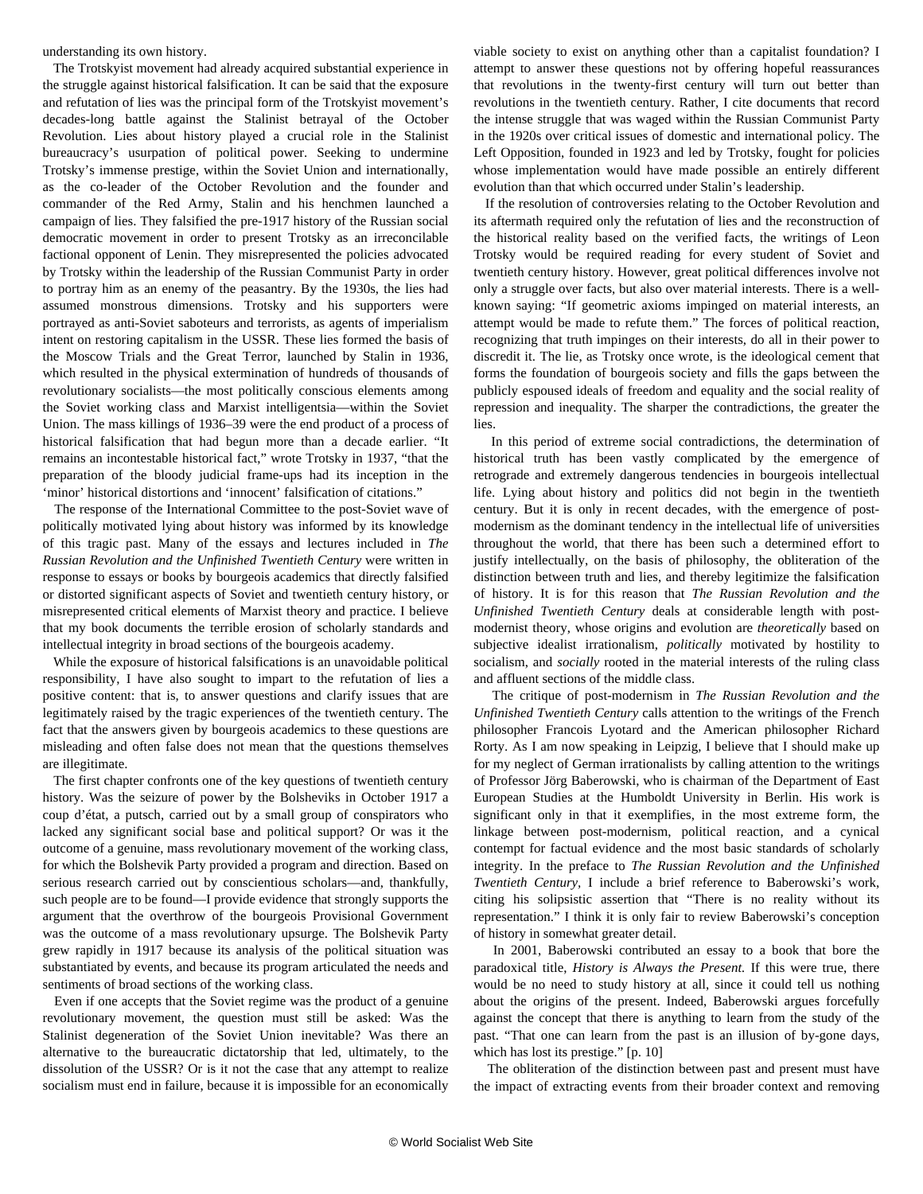understanding its own history.

The Trotskyist movement had already acquired substantial experience in the struggle against historical falsification. It can be said that the exposure and refutation of lies was the principal form of the Trotskyist movement's decades-long battle against the Stalinist betrayal of the October Revolution. Lies about history played a crucial role in the Stalinist bureaucracy's usurpation of political power. Seeking to undermine Trotsky's immense prestige, within the Soviet Union and internationally, as the co-leader of the October Revolution and the founder and commander of the Red Army, Stalin and his henchmen launched a campaign of lies. They falsified the pre-1917 history of the Russian social democratic movement in order to present Trotsky as an irreconcilable factional opponent of Lenin. They misrepresented the policies advocated by Trotsky within the leadership of the Russian Communist Party in order to portray him as an enemy of the peasantry. By the 1930s, the lies had assumed monstrous dimensions. Trotsky and his supporters were portrayed as anti-Soviet saboteurs and terrorists, as agents of imperialism intent on restoring capitalism in the USSR. These lies formed the basis of the Moscow Trials and the Great Terror, launched by Stalin in 1936, which resulted in the physical extermination of hundreds of thousands of revolutionary socialists—the most politically conscious elements among the Soviet working class and Marxist intelligentsia—within the Soviet Union. The mass killings of 1936–39 were the end product of a process of historical falsification that had begun more than a decade earlier. "It remains an incontestable historical fact," wrote Trotsky in 1937, "that the preparation of the bloody judicial frame-ups had its inception in the 'minor' historical distortions and 'innocent' falsification of citations."

The response of the International Committee to the post-Soviet wave of politically motivated lying about history was informed by its knowledge of this tragic past. Many of the essays and lectures included in *The Russian Revolution and the Unfinished Twentieth Century* were written in response to essays or books by bourgeois academics that directly falsified or distorted significant aspects of Soviet and twentieth century history, or misrepresented critical elements of Marxist theory and practice. I believe that my book documents the terrible erosion of scholarly standards and intellectual integrity in broad sections of the bourgeois academy.

While the exposure of historical falsifications is an unavoidable political responsibility, I have also sought to impart to the refutation of lies a positive content: that is, to answer questions and clarify issues that are legitimately raised by the tragic experiences of the twentieth century. The fact that the answers given by bourgeois academics to these questions are misleading and often false does not mean that the questions themselves are illegitimate.

The first chapter confronts one of the key questions of twentieth century history. Was the seizure of power by the Bolsheviks in October 1917 a coup d'état, a putsch, carried out by a small group of conspirators who lacked any significant social base and political support? Or was it the outcome of a genuine, mass revolutionary movement of the working class, for which the Bolshevik Party provided a program and direction. Based on serious research carried out by conscientious scholars—and, thankfully, such people are to be found—I provide evidence that strongly supports the argument that the overthrow of the bourgeois Provisional Government was the outcome of a mass revolutionary upsurge. The Bolshevik Party grew rapidly in 1917 because its analysis of the political situation was substantiated by events, and because its program articulated the needs and sentiments of broad sections of the working class.

Even if one accepts that the Soviet regime was the product of a genuine revolutionary movement, the question must still be asked: Was the Stalinist degeneration of the Soviet Union inevitable? Was there an alternative to the bureaucratic dictatorship that led, ultimately, to the dissolution of the USSR? Or is it not the case that any attempt to realize socialism must end in failure, because it is impossible for an economically viable society to exist on anything other than a capitalist foundation? I attempt to answer these questions not by offering hopeful reassurances that revolutions in the twenty-first century will turn out better than revolutions in the twentieth century. Rather, I cite documents that record the intense struggle that was waged within the Russian Communist Party in the 1920s over critical issues of domestic and international policy. The Left Opposition, founded in 1923 and led by Trotsky, fought for policies whose implementation would have made possible an entirely different evolution than that which occurred under Stalin's leadership.

If the resolution of controversies relating to the October Revolution and its aftermath required only the refutation of lies and the reconstruction of the historical reality based on the verified facts, the writings of Leon Trotsky would be required reading for every student of Soviet and twentieth century history. However, great political differences involve not only a struggle over facts, but also over material interests. There is a well-known saying: "If geometric axioms impinged on material interests, an attempt would be made to refute them." The forces of political reaction, recognizing that truth impinges on their interests, do all in their power to discredit it. The lie, as Trotsky once wrote, is the ideological cement that forms the foundation of bourgeois society and fills the gaps between the publicly espoused ideals of freedom and equality and the social reality of repression and inequality. The sharper the contradictions, the greater the lies.

In this period of extreme social contradictions, the determination of historical truth has been vastly complicated by the emergence of retrograde and extremely dangerous tendencies in bourgeois intellectual life. Lying about history and politics did not begin in the twentieth century. But it is only in recent decades, with the emergence of post-modernism as the dominant tendency in the intellectual life of universities throughout the world, that there has been such a determined effort to justify intellectually, on the basis of philosophy, the obliteration of the distinction between truth and lies, and thereby legitimize the falsification of history. It is for this reason that *The Russian Revolution and the Unfinished Twentieth Century* deals at considerable length with post-modernist theory, whose origins and evolution are *theoretically* based on subjective idealist irrationalism, *politically* motivated by hostility to socialism, and *socially* rooted in the material interests of the ruling class and affluent sections of the middle class.

The critique of post-modernism in *The Russian Revolution and the Unfinished Twentieth Century* calls attention to the writings of the French philosopher Francois Lyotard and the American philosopher Richard Rorty. As I am now speaking in Leipzig, I believe that I should make up for my neglect of German irrationalists by calling attention to the writings of Professor Jörg Baberowski, who is chairman of the Department of East European Studies at the Humboldt University in Berlin. His work is significant only in that it exemplifies, in the most extreme form, the linkage between post-modernism, political reaction, and a cynical contempt for factual evidence and the most basic standards of scholarly integrity. In the preface to *The Russian Revolution and the Unfinished Twentieth Century*, I include a brief reference to Baberowski's work, citing his solipsistic assertion that "There is no reality without its representation." I think it is only fair to review Baberowski's conception of history in somewhat greater detail.

In 2001, Baberowski contributed an essay to a book that bore the paradoxical title, *History is Always the Present.* If this were true, there would be no need to study history at all, since it could tell us nothing about the origins of the present. Indeed, Baberowski argues forcefully against the concept that there is anything to learn from the study of the past. "That one can learn from the past is an illusion of by-gone days, which has lost its prestige." [p. 10]

The obliteration of the distinction between past and present must have the impact of extracting events from their broader context and removing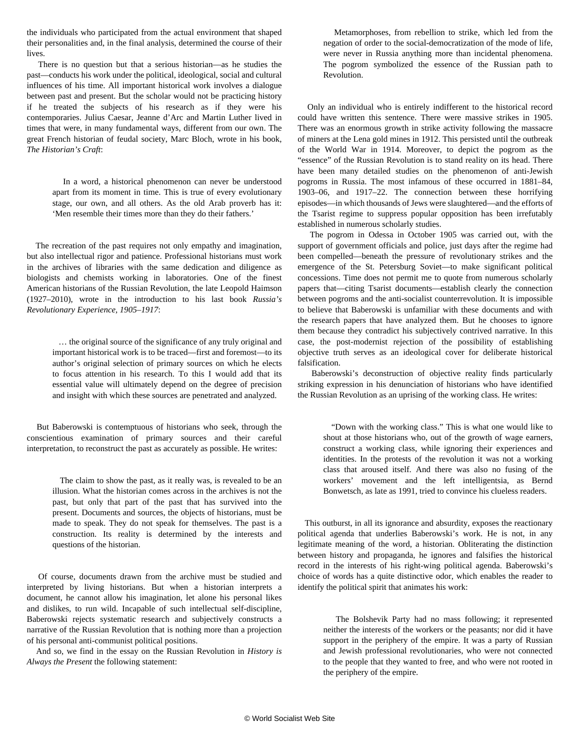the individuals who participated from the actual environment that shaped their personalities and, in the final analysis, determined the course of their lives.

There is no question but that a serious historian—as he studies the past—conducts his work under the political, ideological, social and cultural influences of his time. All important historical work involves a dialogue between past and present. But the scholar would not be practicing history if he treated the subjects of his research as if they were his contemporaries. Julius Caesar, Jeanne d'Arc and Martin Luther lived in times that were, in many fundamental ways, different from our own. The great French historian of feudal society, Marc Bloch, wrote in his book, *The Historian's Craft*:

> In a word, a historical phenomenon can never be understood apart from its moment in time. This is true of every evolutionary stage, our own, and all others. As the old Arab proverb has it: 'Men resemble their times more than they do their fathers.'

The recreation of the past requires not only empathy and imagination, but also intellectual rigor and patience. Professional historians must work in the archives of libraries with the same dedication and diligence as biologists and chemists working in laboratories. One of the finest American historians of the Russian Revolution, the late Leopold Haimson (1927–2010), wrote in the introduction to his last book *Russia's Revolutionary Experience, 1905–1917*:

> … the original source of the significance of any truly original and important historical work is to be traced—first and foremost—to its author's original selection of primary sources on which he elects to focus attention in his research. To this I would add that its essential value will ultimately depend on the degree of precision and insight with which these sources are penetrated and analyzed.

But Baberowski is contemptuous of historians who seek, through the conscientious examination of primary sources and their careful interpretation, to reconstruct the past as accurately as possible. He writes:

> The claim to show the past, as it really was, is revealed to be an illusion. What the historian comes across in the archives is not the past, but only that part of the past that has survived into the present. Documents and sources, the objects of historians, must be made to speak. They do not speak for themselves. The past is a construction. Its reality is determined by the interests and questions of the historian.

Of course, documents drawn from the archive must be studied and interpreted by living historians. But when a historian interprets a document, he cannot allow his imagination, let alone his personal likes and dislikes, to run wild. Incapable of such intellectual self-discipline, Baberowski rejects systematic research and subjectively constructs a narrative of the Russian Revolution that is nothing more than a projection of his personal anti-communist political positions.

And so, we find in the essay on the Russian Revolution in *History is Always the Present* the following statement:

> Metamorphoses, from rebellion to strike, which led from the negation of order to the social-democratization of the mode of life, were never in Russia anything more than incidental phenomena. The pogrom symbolized the essence of the Russian path to Revolution.

Only an individual who is entirely indifferent to the historical record could have written this sentence. There were massive strikes in 1905. There was an enormous growth in strike activity following the massacre of miners at the Lena gold mines in 1912. This persisted until the outbreak of the World War in 1914. Moreover, to depict the pogrom as the "essence" of the Russian Revolution is to stand reality on its head. There have been many detailed studies on the phenomenon of anti-Jewish pogroms in Russia. The most infamous of these occurred in 1881–84, 1903–06, and 1917–22. The connection between these horrifying episodes—in which thousands of Jews were slaughtered—and the efforts of the Tsarist regime to suppress popular opposition has been irrefutably established in numerous scholarly studies.

The pogrom in Odessa in October 1905 was carried out, with the support of government officials and police, just days after the regime had been compelled—beneath the pressure of revolutionary strikes and the emergence of the St. Petersburg Soviet—to make significant political concessions. Time does not permit me to quote from numerous scholarly papers that—citing Tsarist documents—establish clearly the connection between pogroms and the anti-socialist counterrevolution. It is impossible to believe that Baberowski is unfamiliar with these documents and with the research papers that have analyzed them. But he chooses to ignore them because they contradict his subjectively contrived narrative. In this case, the post-modernist rejection of the possibility of establishing objective truth serves as an ideological cover for deliberate historical falsification.

Baberowski's deconstruction of objective reality finds particularly striking expression in his denunciation of historians who have identified the Russian Revolution as an uprising of the working class. He writes:

> "Down with the working class." This is what one would like to shout at those historians who, out of the growth of wage earners, construct a working class, while ignoring their experiences and identities. In the protests of the revolution it was not a working class that aroused itself. And there was also no fusing of the workers' movement and the left intelligentsia, as Bernd Bonwetsch, as late as 1991, tried to convince his clueless readers.

This outburst, in all its ignorance and absurdity, exposes the reactionary political agenda that underlies Baberowski's work. He is not, in any legitimate meaning of the word, a historian. Obliterating the distinction between history and propaganda, he ignores and falsifies the historical record in the interests of his right-wing political agenda. Baberowski's choice of words has a quite distinctive odor, which enables the reader to identify the political spirit that animates his work:

> The Bolshevik Party had no mass following; it represented neither the interests of the workers or the peasants; nor did it have support in the periphery of the empire. It was a party of Russian and Jewish professional revolutionaries, who were not connected to the people that they wanted to free, and who were not rooted in the periphery of the empire.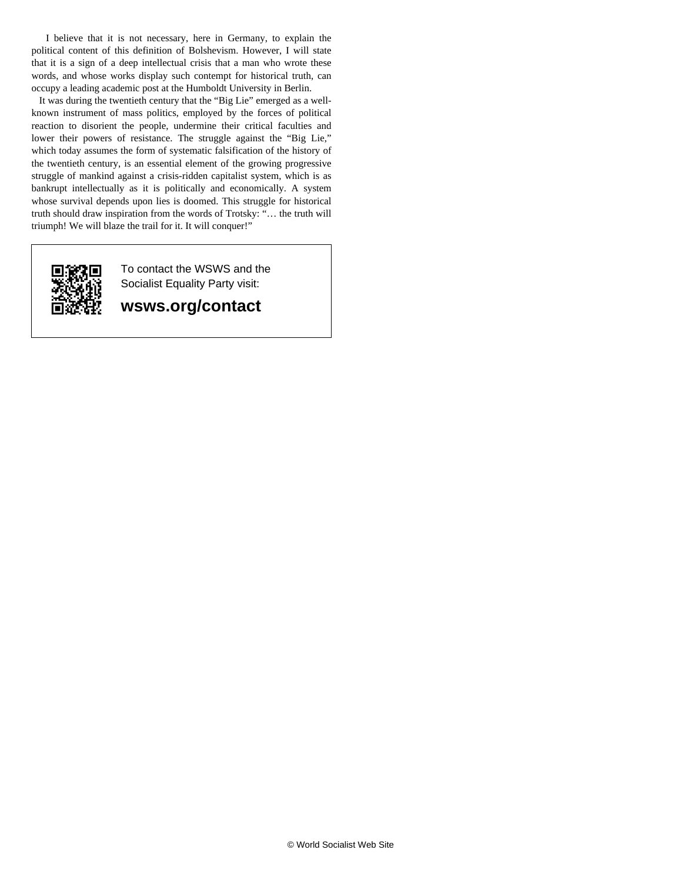I believe that it is not necessary, here in Germany, to explain the political content of this definition of Bolshevism. However, I will state that it is a sign of a deep intellectual crisis that a man who wrote these words, and whose works display such contempt for historical truth, can occupy a leading academic post at the Humboldt University in Berlin.

It was during the twentieth century that the "Big Lie" emerged as a well-known instrument of mass politics, employed by the forces of political reaction to disorient the people, undermine their critical faculties and lower their powers of resistance. The struggle against the "Big Lie," which today assumes the form of systematic falsification of the history of the twentieth century, is an essential element of the growing progressive struggle of mankind against a crisis-ridden capitalist system, which is as bankrupt intellectually as it is politically and economically. A system whose survival depends upon lies is doomed. This struggle for historical truth should draw inspiration from the words of Trotsky: "… the truth will triumph! We will blaze the trail for it. It will conquer!"

To contact the WSWS and the Socialist Equality Party visit:

**wsws.org/contact**